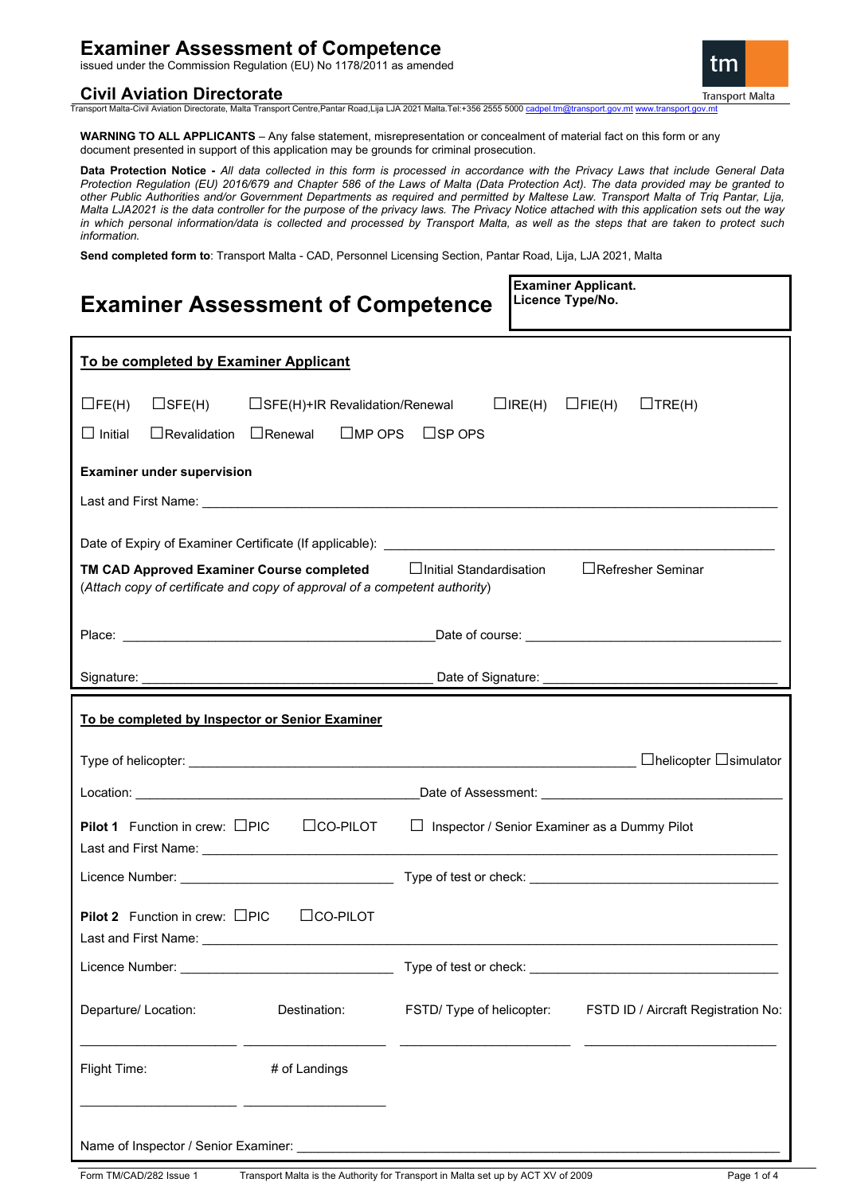# Examiner Assessment of Competence

issued under the Commission Regulation (EU) No 1178/2011 as amended

## Civil Aviation Directorate

Transport Malta-Civil Aviation Directorate, Malta Transport Centre,Pantar Road,Lija LJA 2021 Malta.Tel:+356 2555 5000 cadpel.tm@transport.gov.mt www.transport.gov.mt

**WARNING TO ALL APPLICANTS** – Any false statement, misrepresentation or concealment of material fact on this form or any document presented in support of this application may be grounds for criminal prosecution.

**Data Protection Notice -** *All data collected in this form is processed in accordance with the Privacy Laws that include General Data Protection Regulation (EU) 2016/679 and Chapter 586 of the Laws of Malta (Data Protection Act). The data provided may be granted to other Public Authorities and/or Government Departments as required and permitted by Maltese Law. Transport Malta of Triq Pantar, Lija, Malta LJA2021 is the data controller for the purpose of the privacy laws. The Privacy Notice attached with this application sets out the way in which personal information/data is collected and processed by Transport Malta, as well as the steps that are taken to protect such information.*

**Send completed form to**: Transport Malta - CAD, Personnel Licensing Section, Pantar Road, Lija, LJA 2021, Malta

# Examiner Assessment of Competence

**Examiner Applicant. Licence Type/No.**

## To be completed by Examiner Applicant

☐FE(H) ☐SFE(H) ☐SFE(H)+IR Revalidation/Renewal ☐IRE(H) ☐FIE(H) ☐TRE(H)

☐ Initial ☐Revalidation ☐Renewal ☐MP OPS ☐SP OPS

**Examiner under supervision**

Last and First Name: ______________________________

Date of Expiry of Examiner Certificate (If applicable): ______________________________

**TM CAD Approved Examiner Course completed** ☐Initial Standardisation ☐Refresher Seminar
(*Attach copy of certificate and copy of approval of a competent authority*)

Place: ______________________ Date of course: ______________________

Signature: ______________________ Date of Signature: ______________________

## To be completed by Inspector or Senior Examiner

Type of helicopter: ______________________ ☐helicopter ☐simulator

Location: ______________________ Date of Assessment: ______________________

**Pilot 1** Function in crew: ☐PIC ☐CO-PILOT ☐ Inspector / Senior Examiner as a Dummy Pilot
Last and First Name: ______________________________

Licence Number: ______________________ Type of test or check: ______________________

**Pilot 2** Function in crew: ☐PIC ☐CO-PILOT
Last and First Name: ______________________________

Licence Number: ______________________ Type of test or check: ______________________

| Departure/ Location: | Destination: | FSTD/ Type of helicopter: | FSTD ID / Aircraft Registration No: |
|---|---|---|---|
| | | | |

| Flight Time: | # of Landings |
|---|---|
| | |

Name of Inspector / Senior Examiner: ______________________________

Form TM/CAD/282 Issue 1 Transport Malta is the Authority for Transport in Malta set up by ACT XV of 2009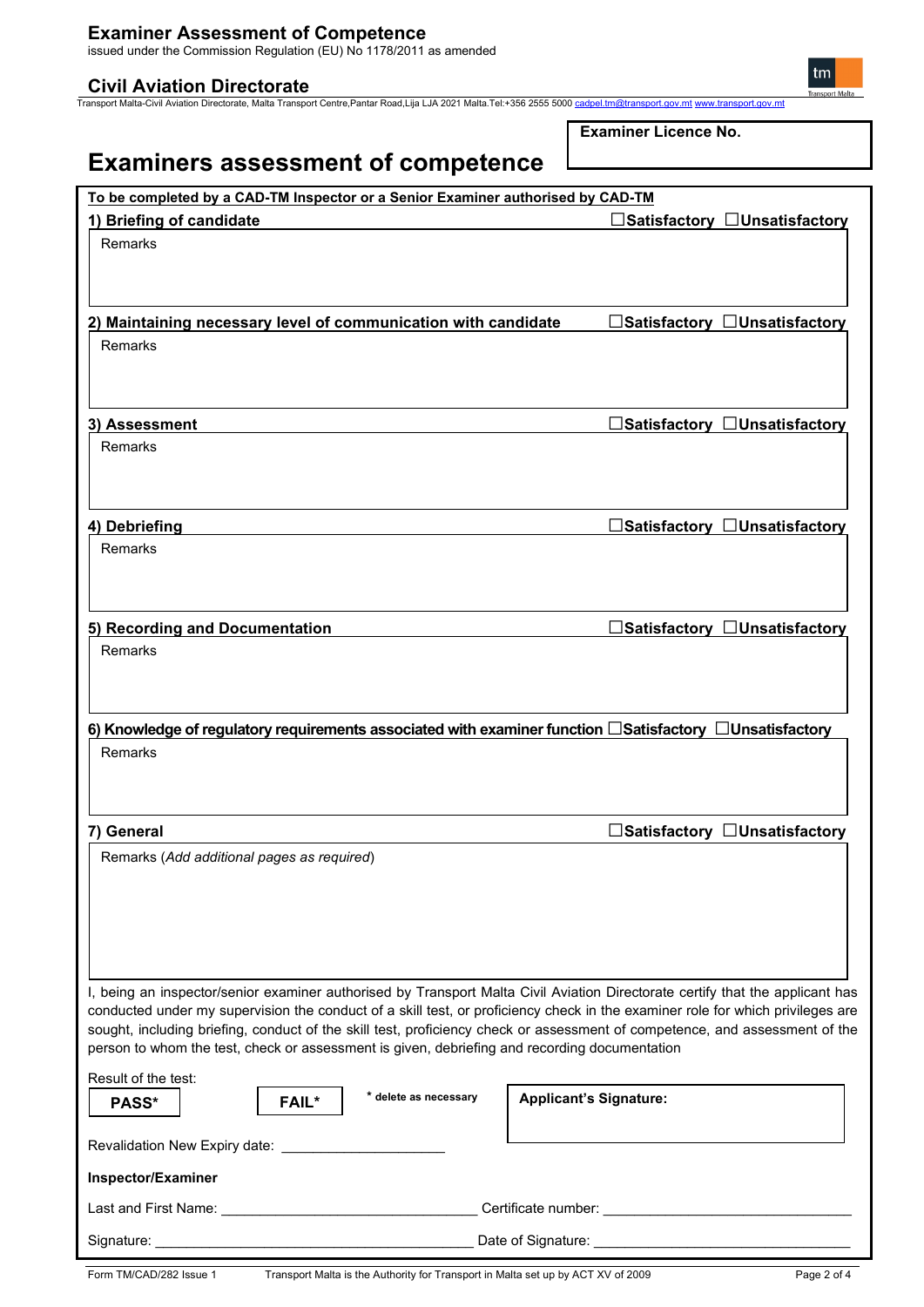# Examiner Assessment of Competence

issued under the Commission Regulation (EU) No 1178/2011 as amended

## Civil Aviation Directorate

Transport Malta-Civil Aviation Directorate, Malta Transport Centre,Pantar Road,Lija LJA 2021 Malta.Tel:+356 2555 5000 cadpel.tm@transport.gov.mt www.transport.gov.mt

**Examiner Licence No.**

# Examiners assessment of competence

**To be completed by a CAD-TM Inspector or a Senior Examiner authorised by CAD-TM**

**1) Briefing of candidate** ☐Satisfactory ☐Unsatisfactory

Remarks

**2) Maintaining necessary level of communication with candidate** ☐Satisfactory ☐Unsatisfactory

Remarks

**3) Assessment** ☐Satisfactory ☐Unsatisfactory

Remarks

**4) Debriefing** ☐Satisfactory ☐Unsatisfactory

Remarks

**5) Recording and Documentation** ☐Satisfactory ☐Unsatisfactory

Remarks

**6) Knowledge of regulatory requirements associated with examiner function** ☐Satisfactory ☐Unsatisfactory

Remarks

**7) General** ☐Satisfactory ☐Unsatisfactory

Remarks (*Add additional pages as required*)

I, being an inspector/senior examiner authorised by Transport Malta Civil Aviation Directorate certify that the applicant has conducted under my supervision the conduct of a skill test, or proficiency check in the examiner role for which privileges are sought, including briefing, conduct of the skill test, proficiency check or assessment of competence, and assessment of the person to whom the test, check or assessment is given, debriefing and recording documentation

Result of the test:

**PASS*** **FAIL*** * **delete as necessary**

**Applicant's Signature:**

Revalidation New Expiry date: ____________________

**Inspector/Examiner**

Last and First Name: ______________________________ Certificate number: ______________________________

Signature: ________________________________________ Date of Signature: ________________________________

Form TM/CAD/282 Issue 1 Transport Malta is the Authority for Transport in Malta set up by ACT XV of 2009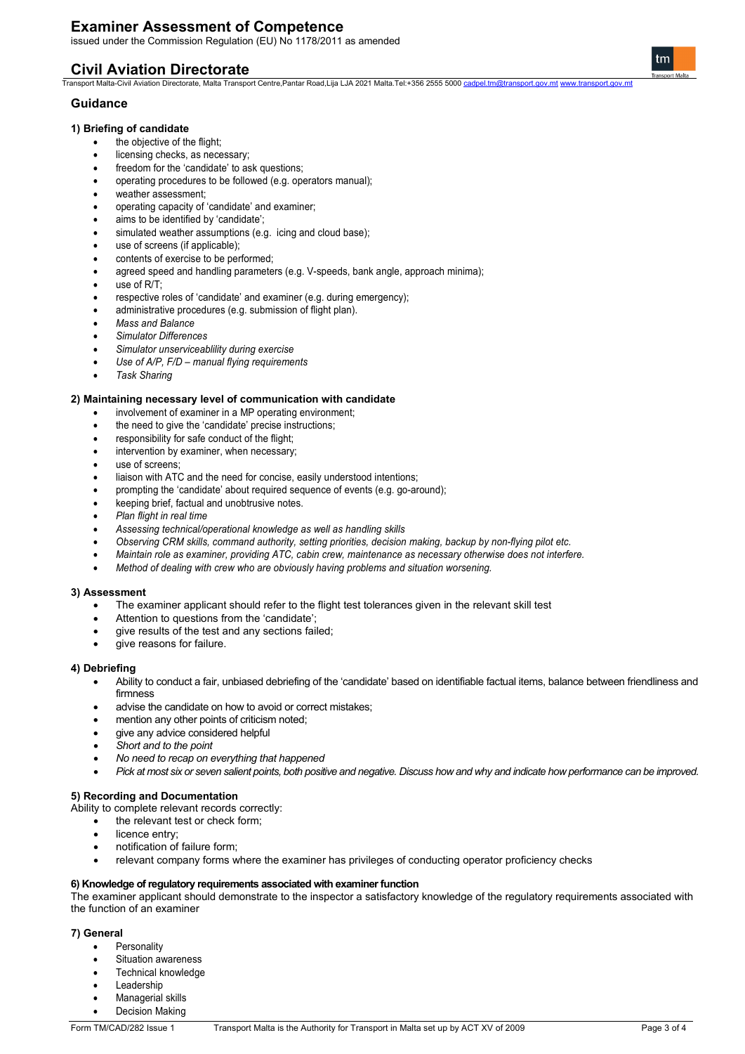# Examiner Assessment of Competence

issued under the Commission Regulation (EU) No 1178/2011 as amended

## Civil Aviation Directorate

Transport Malta-Civil Aviation Directorate, Malta Transport Centre,Pantar Road,Lija LJA 2021 Malta.Tel:+356 2555 5000 cadpel.tm@transport.gov.mt www.transport.gov.mt

### Guidance

#### 1) Briefing of candidate

- the objective of the flight;
- licensing checks, as necessary;
- freedom for the 'candidate' to ask questions;
- operating procedures to be followed (e.g. operators manual);
- weather assessment;
- operating capacity of 'candidate' and examiner;
- aims to be identified by 'candidate';
- simulated weather assumptions (e.g. icing and cloud base);
- use of screens (if applicable);
- contents of exercise to be performed;
- agreed speed and handling parameters (e.g. V-speeds, bank angle, approach minima);
- use of R/T;
- respective roles of 'candidate' and examiner (e.g. during emergency);
- administrative procedures (e.g. submission of flight plan).
- *Mass and Balance*
- *Simulator Differences*
- *Simulator unserviceablility during exercise*
- *Use of A/P, F/D – manual flying requirements*
- *Task Sharing*

#### 2) Maintaining necessary level of communication with candidate

- involvement of examiner in a MP operating environment;
- the need to give the 'candidate' precise instructions;
- responsibility for safe conduct of the flight;
- intervention by examiner, when necessary;
- use of screens;
- liaison with ATC and the need for concise, easily understood intentions;
- prompting the 'candidate' about required sequence of events (e.g. go-around);
- keeping brief, factual and unobtrusive notes.
- *Plan flight in real time*
- *Assessing technical/operational knowledge as well as handling skills*
- *Observing CRM skills, command authority, setting priorities, decision making, backup by non-flying pilot etc.*
- *Maintain role as examiner, providing ATC, cabin crew, maintenance as necessary otherwise does not interfere.*
- *Method of dealing with crew who are obviously having problems and situation worsening.*

#### 3) Assessment

- The examiner applicant should refer to the flight test tolerances given in the relevant skill test
- Attention to questions from the 'candidate';
- give results of the test and any sections failed;
- give reasons for failure.

#### 4) Debriefing

- Ability to conduct a fair, unbiased debriefing of the 'candidate' based on identifiable factual items, balance between friendliness and firmness
- advise the candidate on how to avoid or correct mistakes;
- mention any other points of criticism noted;
- give any advice considered helpful
- *Short and to the point*
- *No need to recap on everything that happened*
- *Pick at most six or seven salient points, both positive and negative. Discuss how and why and indicate how performance can be improved.*

#### 5) Recording and Documentation

Ability to complete relevant records correctly:

- the relevant test or check form;
- licence entry;
- notification of failure form;
- relevant company forms where the examiner has privileges of conducting operator proficiency checks

#### 6) Knowledge of regulatory requirements associated with examiner function

The examiner applicant should demonstrate to the inspector a satisfactory knowledge of the regulatory requirements associated with the function of an examiner

#### 7) General

- Personality
- Situation awareness
- Technical knowledge
- Leadership
- Managerial skills
- Decision Making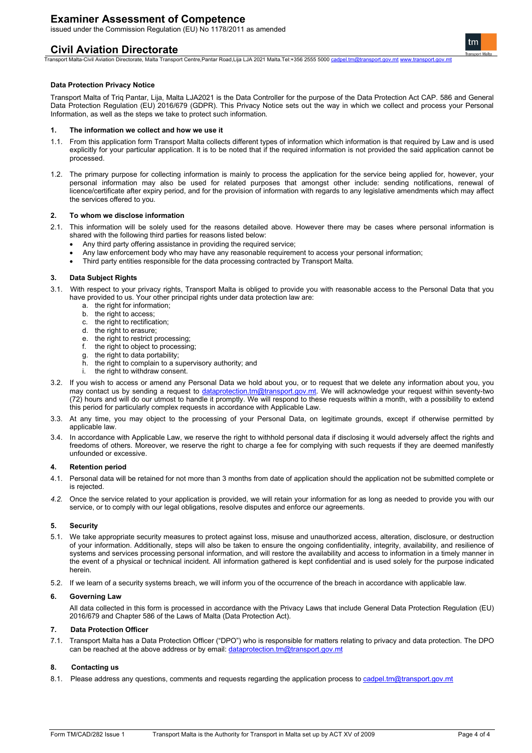**Data Protection Privacy Notice**

Transport Malta of Triq Pantar, Lija, Malta LJA2021 is the Data Controller for the purpose of the Data Protection Act CAP. 586 and General Data Protection Regulation (EU) 2016/679 (GDPR). This Privacy Notice sets out the way in which we collect and process your Personal Information, as well as the steps we take to protect such information.

**1. The information we collect and how we use it**

1.1. From this application form Transport Malta collects different types of information which information is that required by Law and is used explicitly for your particular application. It is to be noted that if the required information is not provided the said application cannot be processed.

1.2. The primary purpose for collecting information is mainly to process the application for the service being applied for, however, your personal information may also be used for related purposes that amongst other include: sending notifications, renewal of licence/certificate after expiry period, and for the provision of information with regards to any legislative amendments which may affect the services offered to you.

**2. To whom we disclose information**

2.1. This information will be solely used for the reasons detailed above. However there may be cases where personal information is shared with the following third parties for reasons listed below:

- Any third party offering assistance in providing the required service;
- Any law enforcement body who may have any reasonable requirement to access your personal information;
- Third party entities responsible for the data processing contracted by Transport Malta.

**3. Data Subject Rights**

3.1. With respect to your privacy rights, Transport Malta is obliged to provide you with reasonable access to the Personal Data that you have provided to us. Your other principal rights under data protection law are:

a. the right for information;
b. the right to access;
c. the right to rectification;
d. the right to erasure;
e. the right to restrict processing;
f. the right to object to processing;
g. the right to data portability;
h. the right to complain to a supervisory authority; and
i. the right to withdraw consent.

3.2. If you wish to access or amend any Personal Data we hold about you, or to request that we delete any information about you, you may contact us by sending a request to dataprotection.tm@transport.gov.mt. We will acknowledge your request within seventy-two (72) hours and will do our utmost to handle it promptly. We will respond to these requests within a month, with a possibility to extend this period for particularly complex requests in accordance with Applicable Law.

3.3. At any time, you may object to the processing of your Personal Data, on legitimate grounds, except if otherwise permitted by applicable law.

3.4. In accordance with Applicable Law, we reserve the right to withhold personal data if disclosing it would adversely affect the rights and freedoms of others. Moreover, we reserve the right to charge a fee for complying with such requests if they are deemed manifestly unfounded or excessive.

**4. Retention period**

4.1. Personal data will be retained for not more than 3 months from date of application should the application not be submitted complete or is rejected.

*4.2.* Once the service related to your application is provided, we will retain your information for as long as needed to provide you with our service, or to comply with our legal obligations, resolve disputes and enforce our agreements.

**5. Security**

5.1. We take appropriate security measures to protect against loss, misuse and unauthorized access, alteration, disclosure, or destruction of your information. Additionally, steps will also be taken to ensure the ongoing confidentiality, integrity, availability, and resilience of systems and services processing personal information, and will restore the availability and access to information in a timely manner in the event of a physical or technical incident. All information gathered is kept confidential and is used solely for the purpose indicated herein.

5.2. If we learn of a security systems breach, we will inform you of the occurrence of the breach in accordance with applicable law.

**6. Governing Law**

All data collected in this form is processed in accordance with the Privacy Laws that include General Data Protection Regulation (EU) 2016/679 and Chapter 586 of the Laws of Malta (Data Protection Act).

**7. Data Protection Officer**

7.1. Transport Malta has a Data Protection Officer ("DPO") who is responsible for matters relating to privacy and data protection. The DPO can be reached at the above address or by email: dataprotection.tm@transport.gov.mt

**8. Contacting us**

8.1. Please address any questions, comments and requests regarding the application process to cadpel.tm@transport.gov.mt